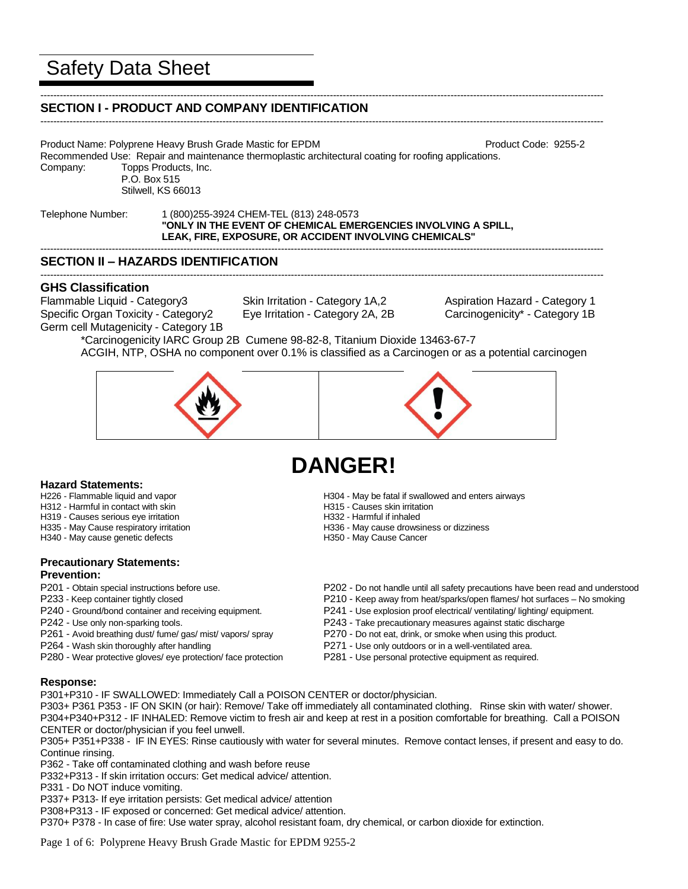# Safety Data Sheet

## SECTION I - PRODUCT AND COMPANY IDENTIFICATION

Product Name: Polyprene Heavy Brush Grade Mastic for EPDM    Product Code: 9255-2

Recommended Use: Repair and maintenance thermoplastic architectural coating for roofing applications.

Company: Topps Products, Inc.
P.O. Box 515
Stilwell, KS 66013

Telephone Number: 1 (800)255-3924 CHEM-TEL (813) 248-0573
**"ONLY IN THE EVENT OF CHEMICAL EMERGENCIES INVOLVING A SPILL, LEAK, FIRE, EXPOSURE, OR ACCIDENT INVOLVING CHEMICALS"**

## SECTION II – HAZARDS IDENTIFICATION

### GHS Classification

Flammable Liquid - Category3
Specific Organ Toxicity - Category2
Germ cell Mutagenicity - Category 1B
Skin Irritation - Category 1A,2
Eye Irritation - Category 2A, 2B
Aspiration Hazard - Category 1
Carcinogenicity* - Category 1B

*Carcinogenicity IARC Group 2B Cumene 98-82-8, Titanium Dioxide 13463-67-7
ACGIH, NTP, OSHA no component over 0.1% is classified as a Carcinogen or as a potential carcinogen

# DANGER!

### Hazard Statements:

H226 - Flammable liquid and vapor
H312 - Harmful in contact with skin
H319 - Causes serious eye irritation
H335 - May Cause respiratory irritation
H340 - May cause genetic defects
H304 - May be fatal if swallowed and enters airways
H315 - Causes skin irritation
H332 - Harmful if inhaled
H336 - May cause drowsiness or dizziness
H350 - May Cause Cancer

### Precautionary Statements:

**Prevention:**

P201 - Obtain special instructions before use.
P233 - Keep container tightly closed
P240 - Ground/bond container and receiving equipment.
P242 - Use only non-sparking tools.
P261 - Avoid breathing dust/ fume/ gas/ mist/ vapors/ spray
P264 - Wash skin thoroughly after handling
P280 - Wear protective gloves/ eye protection/ face protection
P202 - Do not handle until all safety precautions have been read and understood
P210 - Keep away from heat/sparks/open flames/ hot surfaces – No smoking
P241 - Use explosion proof electrical/ ventilating/ lighting/ equipment.
P243 - Take precautionary measures against static discharge
P270 - Do not eat, drink, or smoke when using this product.
P271 - Use only outdoors or in a well-ventilated area.
P281 - Use personal protective equipment as required.

**Response:**

P301+P310 - IF SWALLOWED: Immediately Call a POISON CENTER or doctor/physician.
P303+ P361 P353 - IF ON SKIN (or hair): Remove/ Take off immediately all contaminated clothing. Rinse skin with water/ shower.
P304+P340+P312 - IF INHALED: Remove victim to fresh air and keep at rest in a position comfortable for breathing. Call a POISON CENTER or doctor/physician if you feel unwell.
P305+ P351+P338 - IF IN EYES: Rinse cautiously with water for several minutes. Remove contact lenses, if present and easy to do. Continue rinsing.
P362 - Take off contaminated clothing and wash before reuse
P332+P313 - If skin irritation occurs: Get medical advice/ attention.
P331 - Do NOT induce vomiting.
P337+ P313- If eye irritation persists: Get medical advice/ attention
P308+P313 - IF exposed or concerned: Get medical advice/ attention.
P370+ P378 - In case of fire: Use water spray, alcohol resistant foam, dry chemical, or carbon dioxide for extinction.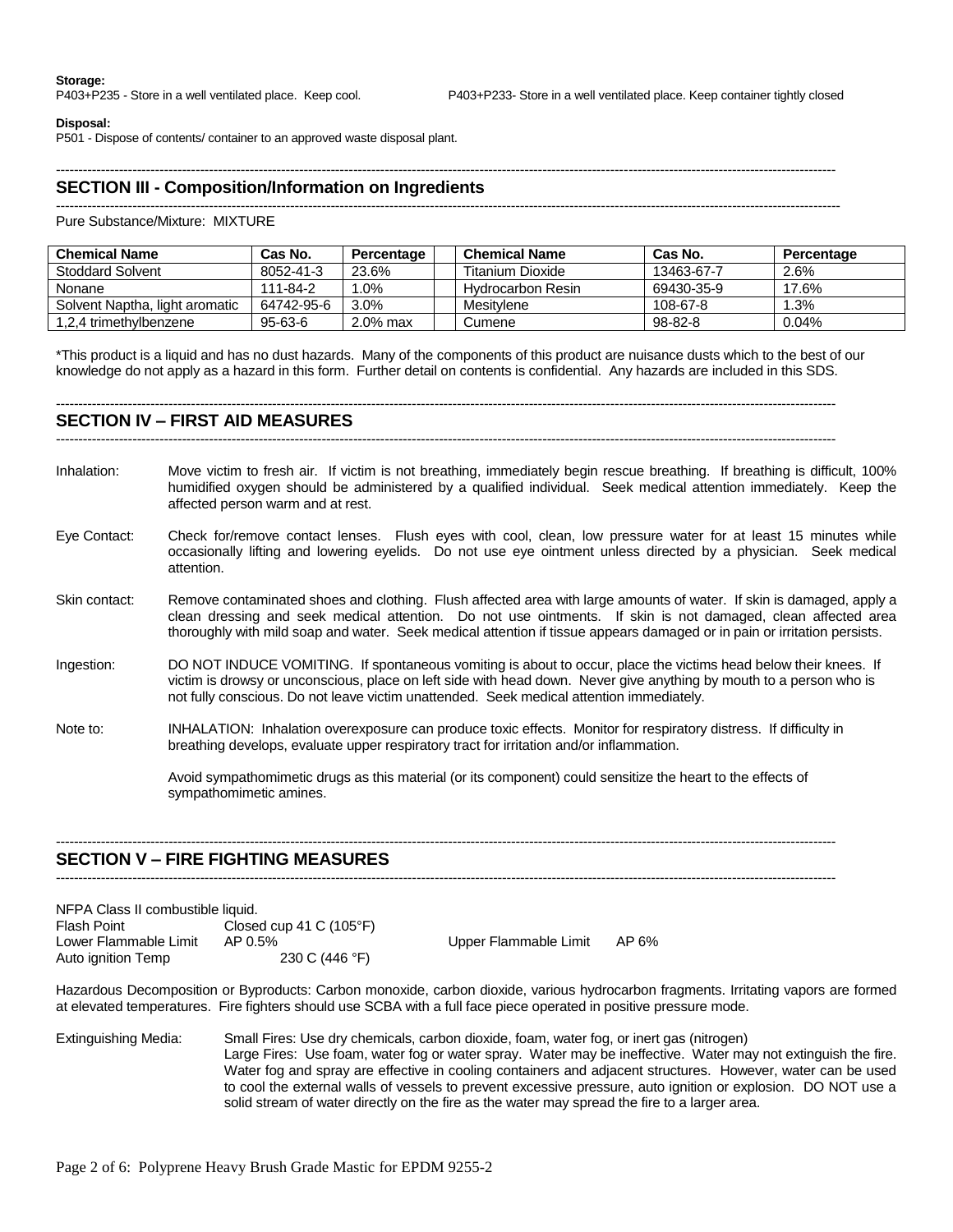**Storage:**

P403+P235 - Store in a well ventilated place. Keep cool.

P403+P233- Store in a well ventilated place. Keep container tightly closed

**Disposal:**

P501 - Dispose of contents/ container to an approved waste disposal plant.

## SECTION III - Composition/Information on Ingredients

Pure Substance/Mixture: MIXTURE

| Chemical Name | Cas No. | Percentage | | Chemical Name | Cas No. | Percentage |
|---|---|---|---|---|---|---|
| Stoddard Solvent | 8052-41-3 | 23.6% | | Titanium Dioxide | 13463-67-7 | 2.6% |
| Nonane | 111-84-2 | 1.0% | | Hydrocarbon Resin | 69430-35-9 | 17.6% |
| Solvent Naptha, light aromatic | 64742-95-6 | 3.0% | | Mesitylene | 108-67-8 | 1.3% |
| 1,2,4 trimethylbenzene | 95-63-6 | 2.0% max | | Cumene | 98-82-8 | 0.04% |

*This product is a liquid and has no dust hazards. Many of the components of this product are nuisance dusts which to the best of our knowledge do not apply as a hazard in this form. Further detail on contents is confidential. Any hazards are included in this SDS.

## SECTION IV – FIRST AID MEASURES

Inhalation: Move victim to fresh air. If victim is not breathing, immediately begin rescue breathing. If breathing is difficult, 100% humidified oxygen should be administered by a qualified individual. Seek medical attention immediately. Keep the affected person warm and at rest.

Eye Contact: Check for/remove contact lenses. Flush eyes with cool, clean, low pressure water for at least 15 minutes while occasionally lifting and lowering eyelids. Do not use eye ointment unless directed by a physician. Seek medical attention.

Skin contact: Remove contaminated shoes and clothing. Flush affected area with large amounts of water. If skin is damaged, apply a clean dressing and seek medical attention. Do not use ointments. If skin is not damaged, clean affected area thoroughly with mild soap and water. Seek medical attention if tissue appears damaged or in pain or irritation persists.

Ingestion: DO NOT INDUCE VOMITING. If spontaneous vomiting is about to occur, place the victims head below their knees. If victim is drowsy or unconscious, place on left side with head down. Never give anything by mouth to a person who is not fully conscious. Do not leave victim unattended. Seek medical attention immediately.

Note to: INHALATION: Inhalation overexposure can produce toxic effects. Monitor for respiratory distress. If difficulty in breathing develops, evaluate upper respiratory tract for irritation and/or inflammation.

Avoid sympathomimetic drugs as this material (or its component) could sensitize the heart to the effects of sympathomimetic amines.

## SECTION V – FIRE FIGHTING MEASURES

NFPA Class II combustible liquid.

Flash Point: Closed cup 41 C (105°F)

Lower Flammable Limit: AP 0.5%

Upper Flammable Limit: AP 6%

Auto ignition Temp: 230 C (446 °F)

Hazardous Decomposition or Byproducts: Carbon monoxide, carbon dioxide, various hydrocarbon fragments. Irritating vapors are formed at elevated temperatures. Fire fighters should use SCBA with a full face piece operated in positive pressure mode.

Extinguishing Media: Small Fires: Use dry chemicals, carbon dioxide, foam, water fog, or inert gas (nitrogen)
Large Fires: Use foam, water fog or water spray. Water may be ineffective. Water may not extinguish the fire. Water fog and spray are effective in cooling containers and adjacent structures. However, water can be used to cool the external walls of vessels to prevent excessive pressure, auto ignition or explosion. DO NOT use a solid stream of water directly on the fire as the water may spread the fire to a larger area.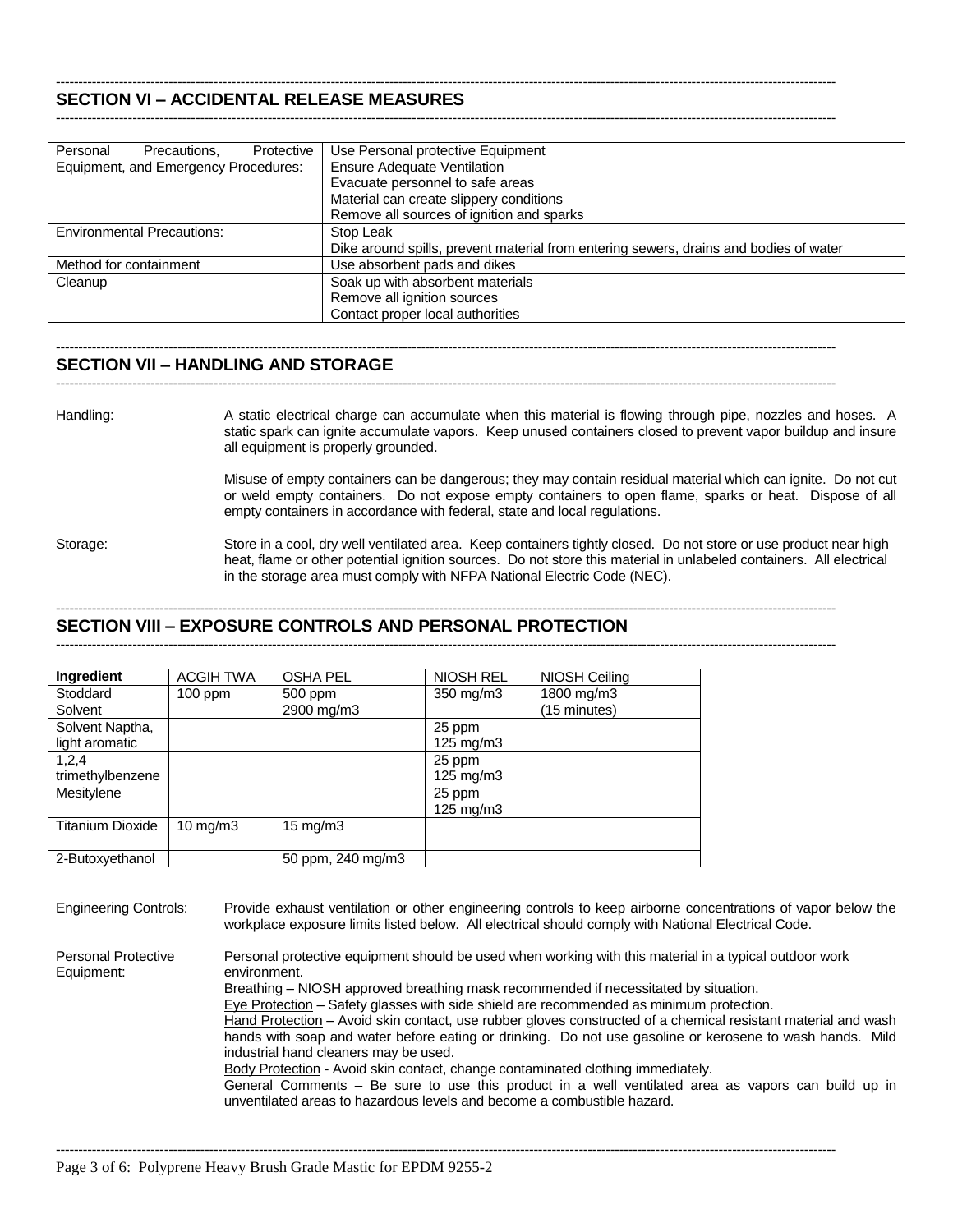## SECTION VI – ACCIDENTAL RELEASE MEASURES

| Personal Precautions, Protective Equipment, and Emergency Procedures: | Use Personal protective Equipment<br>Ensure Adequate Ventilation<br>Evacuate personnel to safe areas<br>Material can create slippery conditions<br>Remove all sources of ignition and sparks |
|---|---|
| Environmental Precautions: | Stop Leak<br>Dike around spills, prevent material from entering sewers, drains and bodies of water |
| Method for containment | Use absorbent pads and dikes |
| Cleanup | Soak up with absorbent materials<br>Remove all ignition sources<br>Contact proper local authorities |

## SECTION VII – HANDLING AND STORAGE

Handling: A static electrical charge can accumulate when this material is flowing through pipe, nozzles and hoses. A static spark can ignite accumulate vapors. Keep unused containers closed to prevent vapor buildup and insure all equipment is properly grounded.

Misuse of empty containers can be dangerous; they may contain residual material which can ignite. Do not cut or weld empty containers. Do not expose empty containers to open flame, sparks or heat. Dispose of all empty containers in accordance with federal, state and local regulations.

Storage: Store in a cool, dry well ventilated area. Keep containers tightly closed. Do not store or use product near high heat, flame or other potential ignition sources. Do not store this material in unlabeled containers. All electrical in the storage area must comply with NFPA National Electric Code (NEC).

## SECTION VIII – EXPOSURE CONTROLS AND PERSONAL PROTECTION

| Ingredient | ACGIH TWA | OSHA PEL | NIOSH REL | NIOSH Ceiling |
|---|---|---|---|---|
| Stoddard Solvent | 100 ppm | 500 ppm<br>2900 mg/m3 | 350 mg/m3 | 1800 mg/m3<br>(15 minutes) |
| Solvent Naptha, light aromatic | | | 25 ppm<br>125 mg/m3 | |
| 1,2,4 trimethylbenzene | | | 25 ppm<br>125 mg/m3 | |
| Mesitylene | | | 25 ppm<br>125 mg/m3 | |
| Titanium Dioxide | 10 mg/m3 | 15 mg/m3 | | |
| 2-Butoxyethanol | | 50 ppm, 240 mg/m3 | | |

Engineering Controls: Provide exhaust ventilation or other engineering controls to keep airborne concentrations of vapor below the workplace exposure limits listed below. All electrical should comply with National Electrical Code.

Personal Protective Equipment: Personal protective equipment should be used when working with this material in a typical outdoor work environment.

Breathing – NIOSH approved breathing mask recommended if necessitated by situation.

Eye Protection – Safety glasses with side shield are recommended as minimum protection.

Hand Protection – Avoid skin contact, use rubber gloves constructed of a chemical resistant material and wash hands with soap and water before eating or drinking. Do not use gasoline or kerosene to wash hands. Mild industrial hand cleaners may be used.

Body Protection - Avoid skin contact, change contaminated clothing immediately.

General Comments – Be sure to use this product in a well ventilated area as vapors can build up in unventilated areas to hazardous levels and become a combustible hazard.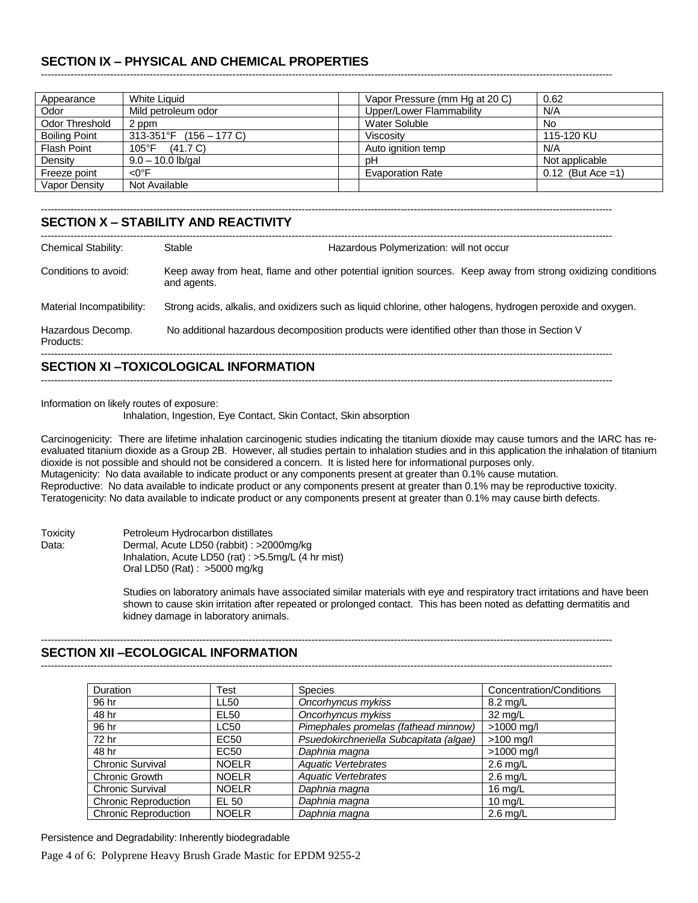## SECTION IX – PHYSICAL AND CHEMICAL PROPERTIES

| Appearance | White Liquid | | Vapor Pressure (mm Hg at 20 C) | 0.62 |
|---|---|---|---|---|
| Odor | Mild petroleum odor | | Upper/Lower Flammability | N/A |
| Odor Threshold | 2 ppm | | Water Soluble | No |
| Boiling Point | 313-351°F (156 – 177 C) | | Viscosity | 115-120 KU |
| Flash Point | 105°F (41.7 C) | | Auto ignition temp | N/A |
| Density | 9.0 – 10.0 lb/gal | | pH | Not applicable |
| Freeze point | <0°F | | Evaporation Rate | 0.12 (But Ace =1) |
| Vapor Density | Not Available | | | |

## SECTION X – STABILITY AND REACTIVITY

Chemical Stability: Stable — Hazardous Polymerization: will not occur

Conditions to avoid: Keep away from heat, flame and other potential ignition sources. Keep away from strong oxidizing conditions and agents.

Material Incompatibility: Strong acids, alkalis, and oxidizers such as liquid chlorine, other halogens, hydrogen peroxide and oxygen.

Hazardous Decomp. Products: No additional hazardous decomposition products were identified other than those in Section V

## SECTION XI –TOXICOLOGICAL INFORMATION

Information on likely routes of exposure:
Inhalation, Ingestion, Eye Contact, Skin Contact, Skin absorption

Carcinogenicity: There are lifetime inhalation carcinogenic studies indicating the titanium dioxide may cause tumors and the IARC has re-evaluated titanium dioxide as a Group 2B. However, all studies pertain to inhalation studies and in this application the inhalation of titanium dioxide is not possible and should not be considered a concern. It is listed here for informational purposes only.
Mutagenicity: No data available to indicate product or any components present at greater than 0.1% cause mutation.
Reproductive: No data available to indicate product or any components present at greater than 0.1% may be reproductive toxicity.
Teratogenicity: No data available to indicate product or any components present at greater than 0.1% may cause birth defects.

Toxicity Data: Petroleum Hydrocarbon distillates
Dermal, Acute LD50 (rabbit) : >2000mg/kg
Inhalation, Acute LD50 (rat) : >5.5mg/L (4 hr mist)
Oral LD50 (Rat) : >5000 mg/kg

Studies on laboratory animals have associated similar materials with eye and respiratory tract irritations and have been shown to cause skin irritation after repeated or prolonged contact. This has been noted as defatting dermatitis and kidney damage in laboratory animals.

## SECTION XII –ECOLOGICAL INFORMATION

| Duration | Test | Species | Concentration/Conditions |
|---|---|---|---|
| 96 hr | LL50 | *Oncorhyncus mykiss* | 8.2 mg/L |
| 48 hr | EL50 | *Oncorhyncus mykiss* | 32 mg/L |
| 96 hr | LC50 | *Pimephales promelas (fathead minnow)* | >1000 mg/l |
| 72 hr | EC50 | *Psuedokirchneriella Subcapitata (algae)* | >100 mg/l |
| 48 hr | EC50 | *Daphnia magna* | >1000 mg/l |
| Chronic Survival | NOELR | *Aquatic Vertebrates* | 2.6 mg/L |
| Chronic Growth | NOELR | *Aquatic Vertebrates* | 2.6 mg/L |
| Chronic Survival | NOELR | *Daphnia magna* | 16 mg/L |
| Chronic Reproduction | EL 50 | *Daphnia magna* | 10 mg/L |
| Chronic Reproduction | NOELR | *Daphnia magna* | 2.6 mg/L |

Persistence and Degradability: Inherently biodegradable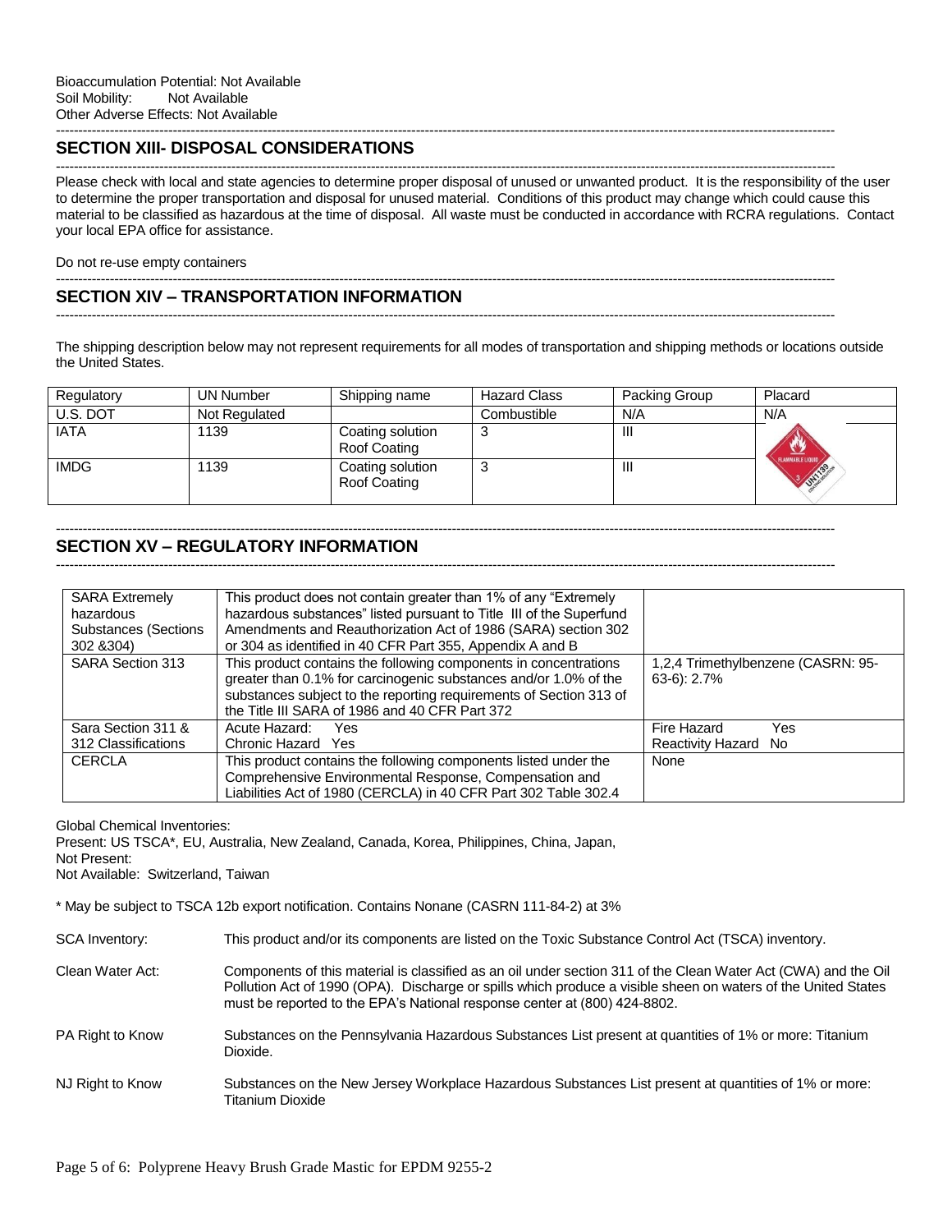Bioaccumulation Potential: Not Available
Soil Mobility: Not Available
Other Adverse Effects: Not Available

## SECTION XIII- DISPOSAL CONSIDERATIONS

Please check with local and state agencies to determine proper disposal of unused or unwanted product. It is the responsibility of the user to determine the proper transportation and disposal for unused material. Conditions of this product may change which could cause this material to be classified as hazardous at the time of disposal. All waste must be conducted in accordance with RCRA regulations. Contact your local EPA office for assistance.

Do not re-use empty containers

## SECTION XIV – TRANSPORTATION INFORMATION

The shipping description below may not represent requirements for all modes of transportation and shipping methods or locations outside the United States.

| Regulatory | UN Number | Shipping name | Hazard Class | Packing Group | Placard |
|---|---|---|---|---|---|
| U.S. DOT | Not Regulated | | Combustible | N/A | N/A |
| IATA | 1139 | Coating solution Roof Coating | 3 | III | |
| IMDG | 1139 | Coating solution Roof Coating | 3 | III | |

## SECTION XV – REGULATORY INFORMATION

| | | |
|---|---|---|
| SARA Extremely hazardous Substances (Sections 302 &304) | This product does not contain greater than 1% of any "Extremely hazardous substances" listed pursuant to Title III of the Superfund Amendments and Reauthorization Act of 1986 (SARA) section 302 or 304 as identified in 40 CFR Part 355, Appendix A and B | |
| SARA Section 313 | This product contains the following components in concentrations greater than 0.1% for carcinogenic substances and/or 1.0% of the substances subject to the reporting requirements of Section 313 of the Title III SARA of 1986 and 40 CFR Part 372 | 1,2,4 Trimethylbenzene (CASRN: 95-63-6): 2.7% |
| Sara Section 311 & 312 Classifications | Acute Hazard: Yes<br>Chronic Hazard Yes | Fire Hazard Yes<br>Reactivity Hazard No |
| CERCLA | This product contains the following components listed under the Comprehensive Environmental Response, Compensation and Liabilities Act of 1980 (CERCLA) in 40 CFR Part 302 Table 302.4 | None |

Global Chemical Inventories:
Present: US TSCA*, EU, Australia, New Zealand, Canada, Korea, Philippines, China, Japan,
Not Present:
Not Available: Switzerland, Taiwan

* May be subject to TSCA 12b export notification. Contains Nonane (CASRN 111-84-2) at 3%

SCA Inventory: This product and/or its components are listed on the Toxic Substance Control Act (TSCA) inventory.

Clean Water Act: Components of this material is classified as an oil under section 311 of the Clean Water Act (CWA) and the Oil Pollution Act of 1990 (OPA). Discharge or spills which produce a visible sheen on waters of the United States must be reported to the EPA's National response center at (800) 424-8802.

PA Right to Know: Substances on the Pennsylvania Hazardous Substances List present at quantities of 1% or more: Titanium Dioxide.

NJ Right to Know: Substances on the New Jersey Workplace Hazardous Substances List present at quantities of 1% or more: Titanium Dioxide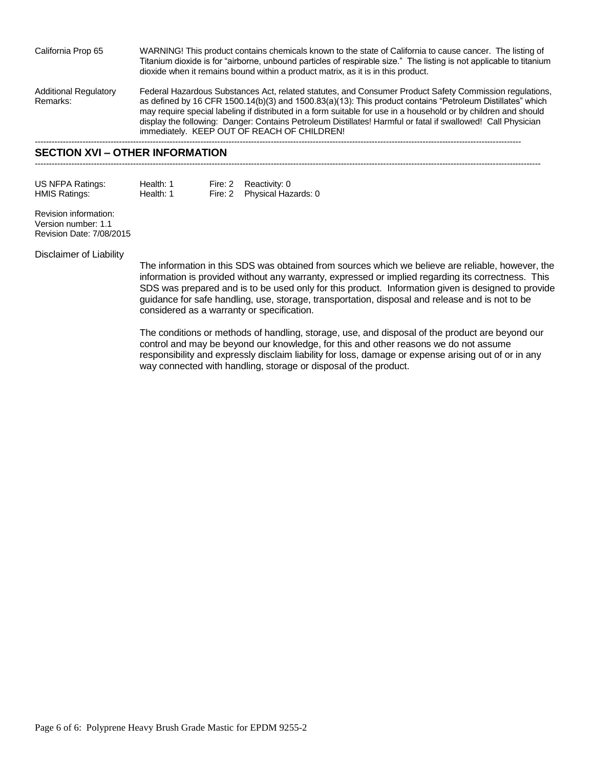| | |
|---|---|
| California Prop 65 | WARNING! This product contains chemicals known to the state of California to cause cancer. The listing of Titanium dioxide is for "airborne, unbound particles of respirable size." The listing is not applicable to titanium dioxide when it remains bound within a product matrix, as it is in this product. |
| Additional Regulatory Remarks: | Federal Hazardous Substances Act, related statutes, and Consumer Product Safety Commission regulations, as defined by 16 CFR 1500.14(b)(3) and 1500.83(a)(13): This product contains "Petroleum Distillates" which may require special labeling if distributed in a form suitable for use in a household or by children and should display the following: Danger: Contains Petroleum Distillates! Harmful or fatal if swallowed! Call Physician immediately. KEEP OUT OF REACH OF CHILDREN! |

## SECTION XVI – OTHER INFORMATION

| | | | |
|---|---|---|---|
| US NFPA Ratings: | Health: 1 | Fire: 2 | Reactivity: 0 |
| HMIS Ratings: | Health: 1 | Fire: 2 | Physical Hazards: 0 |

Revision information:
Version number: 1.1
Revision Date: 7/08/2015

Disclaimer of Liability

The information in this SDS was obtained from sources which we believe are reliable, however, the information is provided without any warranty, expressed or implied regarding its correctness. This SDS was prepared and is to be used only for this product. Information given is designed to provide guidance for safe handling, use, storage, transportation, disposal and release and is not to be considered as a warranty or specification.

The conditions or methods of handling, storage, use, and disposal of the product are beyond our control and may be beyond our knowledge, for this and other reasons we do not assume responsibility and expressly disclaim liability for loss, damage or expense arising out of or in any way connected with handling, storage or disposal of the product.